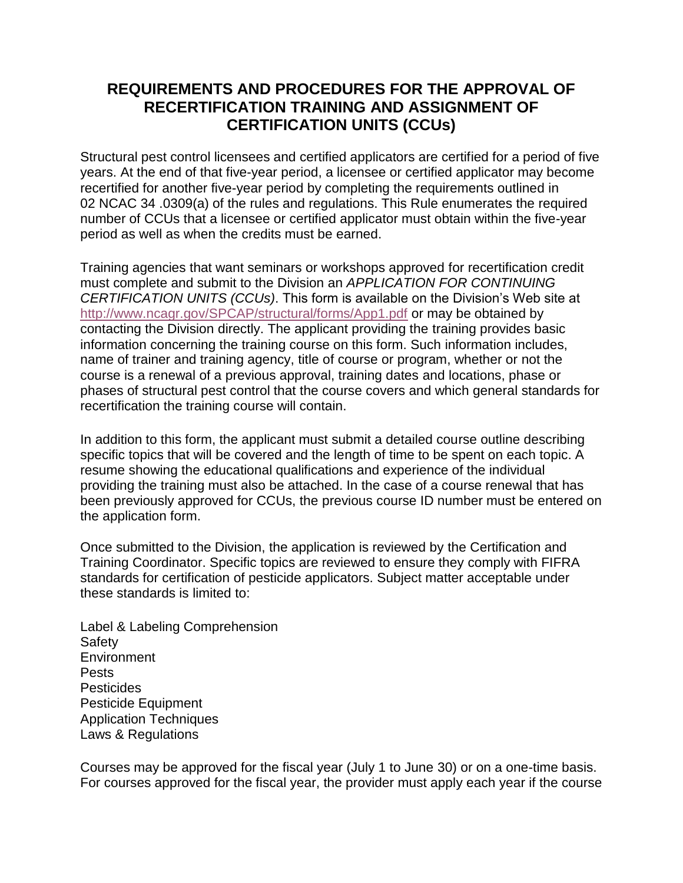# REQUIREMENTS AND PROCEDURES FOR THE APPROVAL OF RECERTIFICATION TRAINING AND ASSIGNMENT OF CERTIFICATION UNITS (CCUs)

Structural pest control licensees and certified applicators are certified for a period of five years. At the end of that five-year period, a licensee or certified applicator may become recertified for another five-year period by completing the requirements outlined in 02 NCAC 34 .0309(a) of the rules and regulations. This Rule enumerates the required number of CCUs that a licensee or certified applicator must obtain within the five-year period as well as when the credits must be earned.

Training agencies that want seminars or workshops approved for recertification credit must complete and submit to the Division an *APPLICATION FOR CONTINUING CERTIFICATION UNITS (CCUs)*. This form is available on the Division's Web site at http://www.ncagr.gov/SPCAP/structural/forms/App1.pdf or may be obtained by contacting the Division directly. The applicant providing the training provides basic information concerning the training course on this form. Such information includes, name of trainer and training agency, title of course or program, whether or not the course is a renewal of a previous approval, training dates and locations, phase or phases of structural pest control that the course covers and which general standards for recertification the training course will contain.

In addition to this form, the applicant must submit a detailed course outline describing specific topics that will be covered and the length of time to be spent on each topic. A resume showing the educational qualifications and experience of the individual providing the training must also be attached. In the case of a course renewal that has been previously approved for CCUs, the previous course ID number must be entered on the application form.

Once submitted to the Division, the application is reviewed by the Certification and Training Coordinator. Specific topics are reviewed to ensure they comply with FIFRA standards for certification of pesticide applicators. Subject matter acceptable under these standards is limited to:

Label & Labeling Comprehension
Safety
Environment
Pests
Pesticides
Pesticide Equipment
Application Techniques
Laws & Regulations

Courses may be approved for the fiscal year (July 1 to June 30) or on a one-time basis. For courses approved for the fiscal year, the provider must apply each year if the course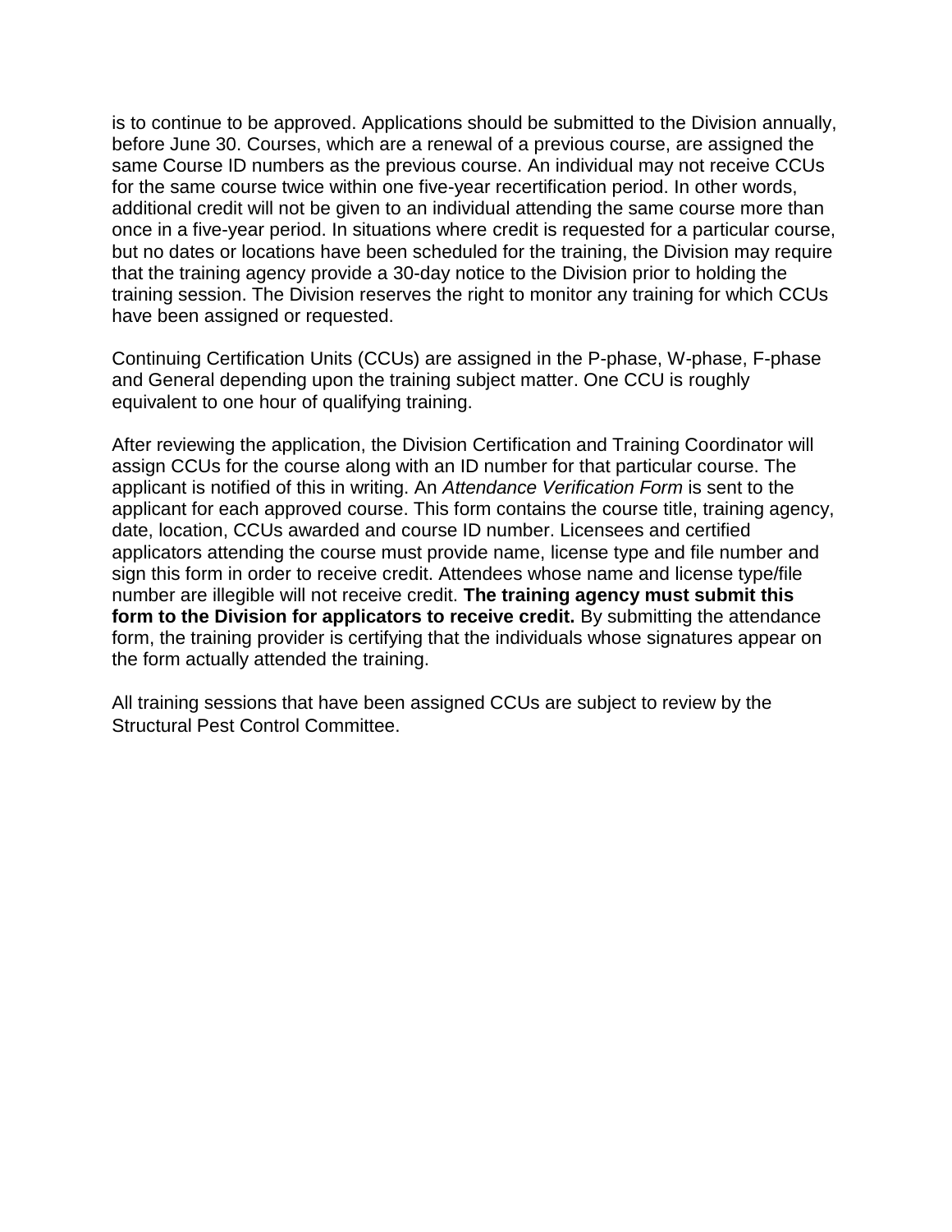is to continue to be approved. Applications should be submitted to the Division annually, before June 30. Courses, which are a renewal of a previous course, are assigned the same Course ID numbers as the previous course. An individual may not receive CCUs for the same course twice within one five-year recertification period. In other words, additional credit will not be given to an individual attending the same course more than once in a five-year period. In situations where credit is requested for a particular course, but no dates or locations have been scheduled for the training, the Division may require that the training agency provide a 30-day notice to the Division prior to holding the training session. The Division reserves the right to monitor any training for which CCUs have been assigned or requested.

Continuing Certification Units (CCUs) are assigned in the P-phase, W-phase, F-phase and General depending upon the training subject matter. One CCU is roughly equivalent to one hour of qualifying training.

After reviewing the application, the Division Certification and Training Coordinator will assign CCUs for the course along with an ID number for that particular course. The applicant is notified of this in writing. An *Attendance Verification Form* is sent to the applicant for each approved course. This form contains the course title, training agency, date, location, CCUs awarded and course ID number. Licensees and certified applicators attending the course must provide name, license type and file number and sign this form in order to receive credit. Attendees whose name and license type/file number are illegible will not receive credit. **The training agency must submit this form to the Division for applicators to receive credit.** By submitting the attendance form, the training provider is certifying that the individuals whose signatures appear on the form actually attended the training.

All training sessions that have been assigned CCUs are subject to review by the Structural Pest Control Committee.